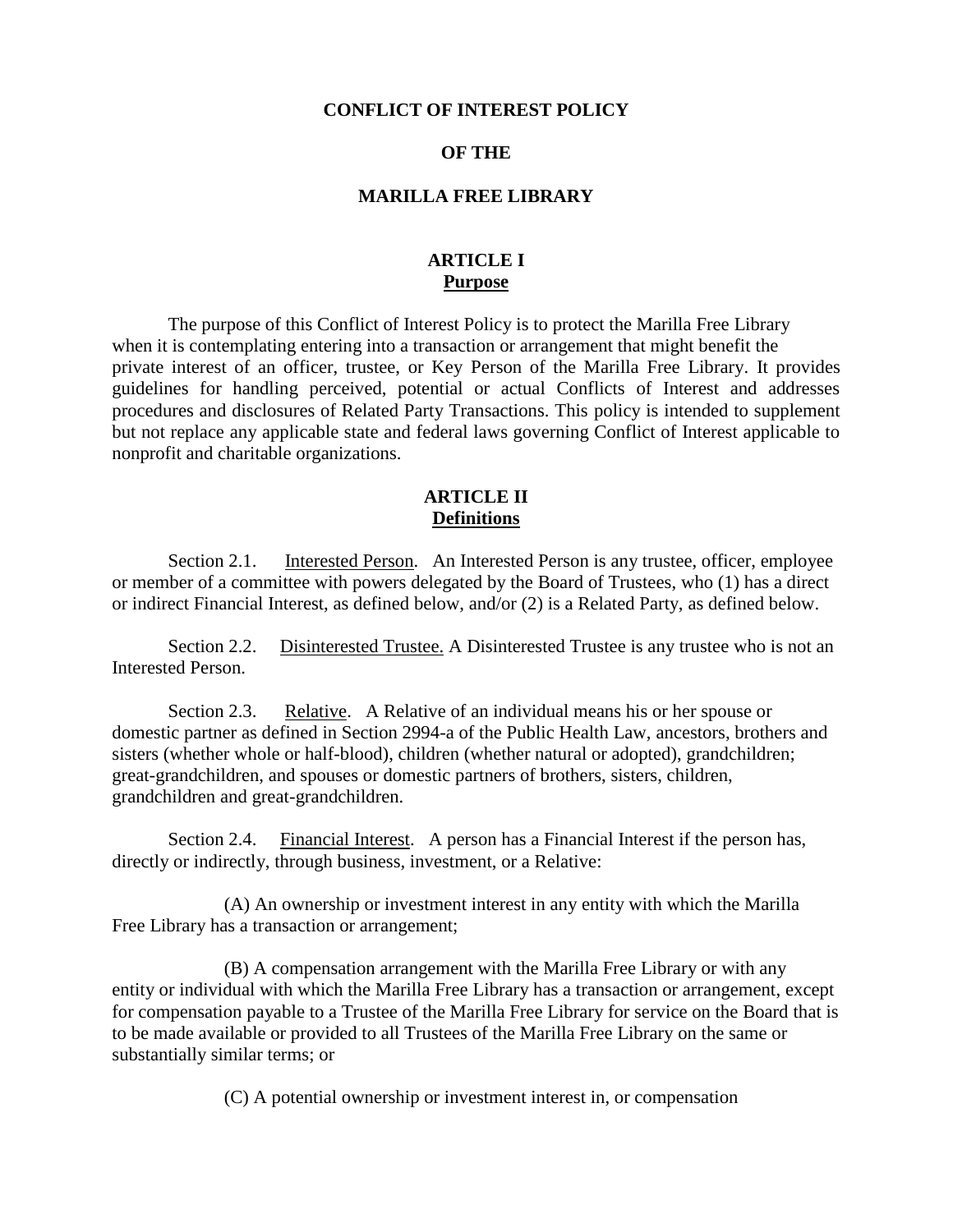# CONFLICT OF INTEREST POLICY

# OF THE

# MARILLA FREE LIBRARY

## ARTICLE I
## Purpose

The purpose of this Conflict of Interest Policy is to protect the Marilla Free Library when it is contemplating entering into a transaction or arrangement that might benefit the private interest of an officer, trustee, or Key Person of the Marilla Free Library. It provides guidelines for handling perceived, potential or actual Conflicts of Interest and addresses procedures and disclosures of Related Party Transactions. This policy is intended to supplement but not replace any applicable state and federal laws governing Conflict of Interest applicable to nonprofit and charitable organizations.

## ARTICLE II
## Definitions

Section 2.1. Interested Person. An Interested Person is any trustee, officer, employee or member of a committee with powers delegated by the Board of Trustees, who (1) has a direct or indirect Financial Interest, as defined below, and/or (2) is a Related Party, as defined below.

Section 2.2. Disinterested Trustee. A Disinterested Trustee is any trustee who is not an Interested Person.

Section 2.3. Relative. A Relative of an individual means his or her spouse or domestic partner as defined in Section 2994-a of the Public Health Law, ancestors, brothers and sisters (whether whole or half-blood), children (whether natural or adopted), grandchildren; great-grandchildren, and spouses or domestic partners of brothers, sisters, children, grandchildren and great-grandchildren.

Section 2.4. Financial Interest. A person has a Financial Interest if the person has, directly or indirectly, through business, investment, or a Relative:

(A) An ownership or investment interest in any entity with which the Marilla Free Library has a transaction or arrangement;

(B) A compensation arrangement with the Marilla Free Library or with any entity or individual with which the Marilla Free Library has a transaction or arrangement, except for compensation payable to a Trustee of the Marilla Free Library for service on the Board that is to be made available or provided to all Trustees of the Marilla Free Library on the same or substantially similar terms; or

(C) A potential ownership or investment interest in, or compensation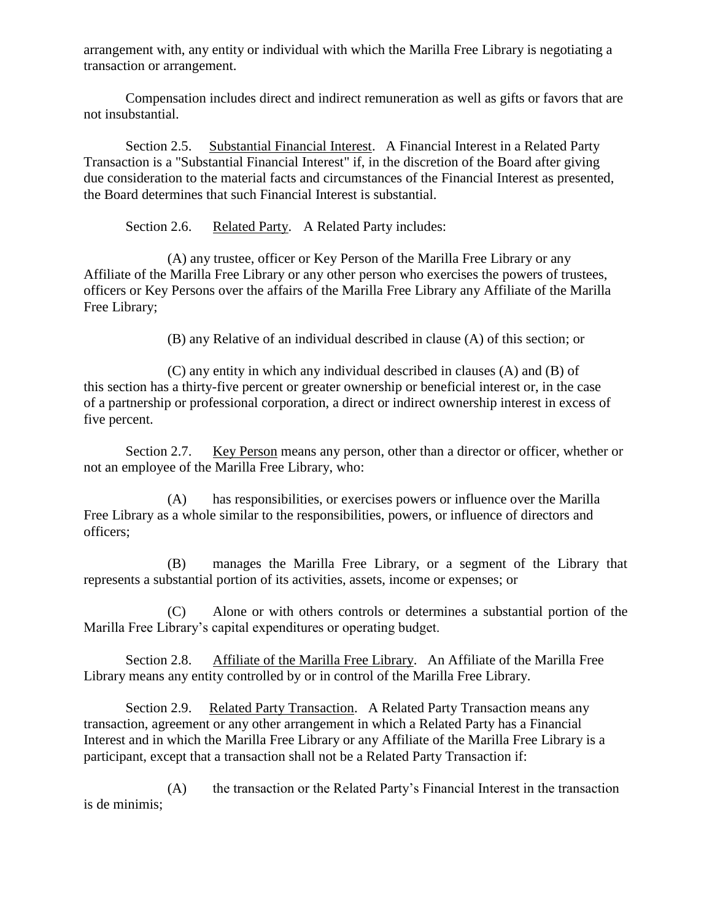arrangement with, any entity or individual with which the Marilla Free Library is negotiating a transaction or arrangement.

Compensation includes direct and indirect remuneration as well as gifts or favors that are not insubstantial.

Section 2.5. Substantial Financial Interest. A Financial Interest in a Related Party Transaction is a "Substantial Financial Interest" if, in the discretion of the Board after giving due consideration to the material facts and circumstances of the Financial Interest as presented, the Board determines that such Financial Interest is substantial.

Section 2.6. Related Party. A Related Party includes:

(A) any trustee, officer or Key Person of the Marilla Free Library or any Affiliate of the Marilla Free Library or any other person who exercises the powers of trustees, officers or Key Persons over the affairs of the Marilla Free Library any Affiliate of the Marilla Free Library;

(B) any Relative of an individual described in clause (A) of this section; or

(C) any entity in which any individual described in clauses (A) and (B) of this section has a thirty-five percent or greater ownership or beneficial interest or, in the case of a partnership or professional corporation, a direct or indirect ownership interest in excess of five percent.

Section 2.7. Key Person means any person, other than a director or officer, whether or not an employee of the Marilla Free Library, who:

(A) has responsibilities, or exercises powers or influence over the Marilla Free Library as a whole similar to the responsibilities, powers, or influence of directors and officers;

(B) manages the Marilla Free Library, or a segment of the Library that represents a substantial portion of its activities, assets, income or expenses; or

(C) Alone or with others controls or determines a substantial portion of the Marilla Free Library's capital expenditures or operating budget.

Section 2.8. Affiliate of the Marilla Free Library. An Affiliate of the Marilla Free Library means any entity controlled by or in control of the Marilla Free Library.

Section 2.9. Related Party Transaction. A Related Party Transaction means any transaction, agreement or any other arrangement in which a Related Party has a Financial Interest and in which the Marilla Free Library or any Affiliate of the Marilla Free Library is a participant, except that a transaction shall not be a Related Party Transaction if:

(A) the transaction or the Related Party's Financial Interest in the transaction is de minimis;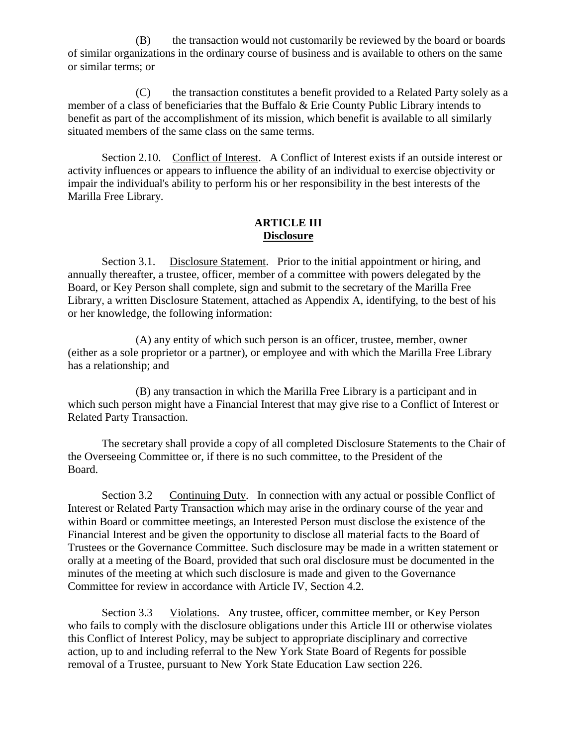(B) the transaction would not customarily be reviewed by the board or boards of similar organizations in the ordinary course of business and is available to others on the same or similar terms; or

(C) the transaction constitutes a benefit provided to a Related Party solely as a member of a class of beneficiaries that the Buffalo & Erie County Public Library intends to benefit as part of the accomplishment of its mission, which benefit is available to all similarly situated members of the same class on the same terms.

Section 2.10. Conflict of Interest. A Conflict of Interest exists if an outside interest or activity influences or appears to influence the ability of an individual to exercise objectivity or impair the individual's ability to perform his or her responsibility in the best interests of the Marilla Free Library.

## ARTICLE III
## Disclosure

Section 3.1. Disclosure Statement. Prior to the initial appointment or hiring, and annually thereafter, a trustee, officer, member of a committee with powers delegated by the Board, or Key Person shall complete, sign and submit to the secretary of the Marilla Free Library, a written Disclosure Statement, attached as Appendix A, identifying, to the best of his or her knowledge, the following information:

(A) any entity of which such person is an officer, trustee, member, owner (either as a sole proprietor or a partner), or employee and with which the Marilla Free Library has a relationship; and

(B) any transaction in which the Marilla Free Library is a participant and in which such person might have a Financial Interest that may give rise to a Conflict of Interest or Related Party Transaction.

The secretary shall provide a copy of all completed Disclosure Statements to the Chair of the Overseeing Committee or, if there is no such committee, to the President of the Board.

Section 3.2 Continuing Duty. In connection with any actual or possible Conflict of Interest or Related Party Transaction which may arise in the ordinary course of the year and within Board or committee meetings, an Interested Person must disclose the existence of the Financial Interest and be given the opportunity to disclose all material facts to the Board of Trustees or the Governance Committee. Such disclosure may be made in a written statement or orally at a meeting of the Board, provided that such oral disclosure must be documented in the minutes of the meeting at which such disclosure is made and given to the Governance Committee for review in accordance with Article IV, Section 4.2.

Section 3.3 Violations. Any trustee, officer, committee member, or Key Person who fails to comply with the disclosure obligations under this Article III or otherwise violates this Conflict of Interest Policy, may be subject to appropriate disciplinary and corrective action, up to and including referral to the New York State Board of Regents for possible removal of a Trustee, pursuant to New York State Education Law section 226.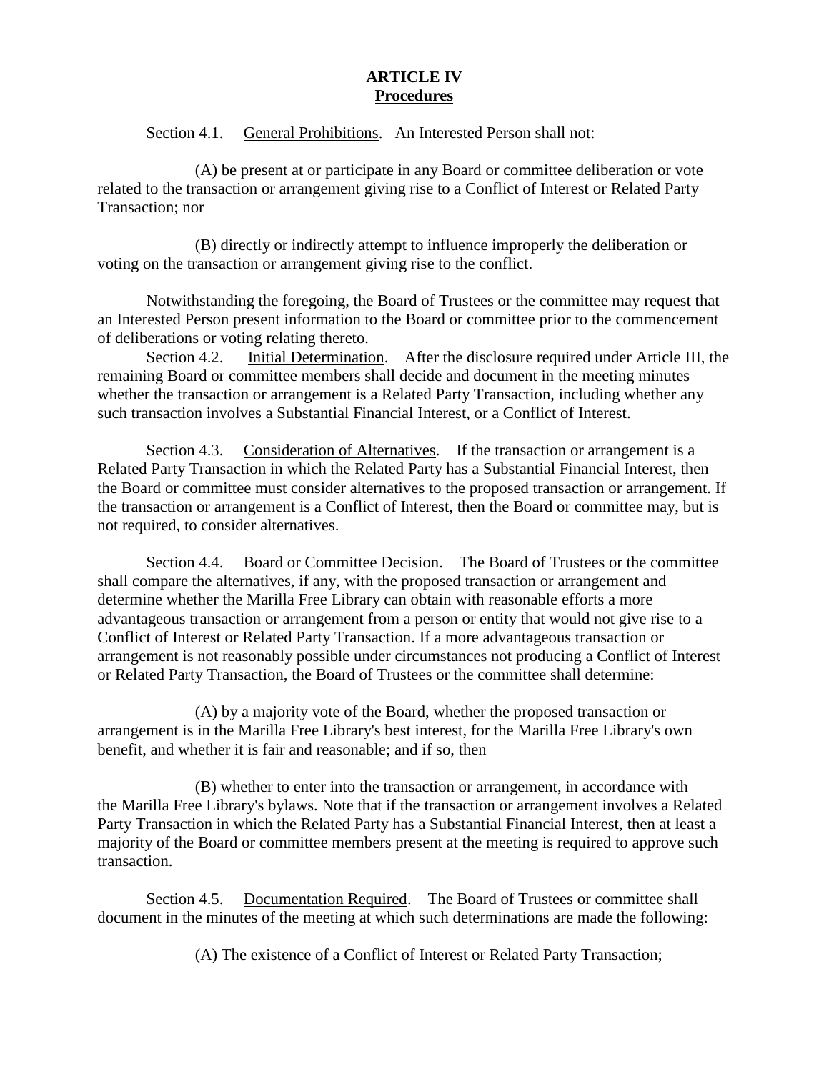## ARTICLE IV
## Procedures

Section 4.1. General Prohibitions. An Interested Person shall not:

(A) be present at or participate in any Board or committee deliberation or vote related to the transaction or arrangement giving rise to a Conflict of Interest or Related Party Transaction; nor

(B) directly or indirectly attempt to influence improperly the deliberation or voting on the transaction or arrangement giving rise to the conflict.

Notwithstanding the foregoing, the Board of Trustees or the committee may request that an Interested Person present information to the Board or committee prior to the commencement of deliberations or voting relating thereto.

Section 4.2. Initial Determination. After the disclosure required under Article III, the remaining Board or committee members shall decide and document in the meeting minutes whether the transaction or arrangement is a Related Party Transaction, including whether any such transaction involves a Substantial Financial Interest, or a Conflict of Interest.

Section 4.3. Consideration of Alternatives. If the transaction or arrangement is a Related Party Transaction in which the Related Party has a Substantial Financial Interest, then the Board or committee must consider alternatives to the proposed transaction or arrangement. If the transaction or arrangement is a Conflict of Interest, then the Board or committee may, but is not required, to consider alternatives.

Section 4.4. Board or Committee Decision. The Board of Trustees or the committee shall compare the alternatives, if any, with the proposed transaction or arrangement and determine whether the Marilla Free Library can obtain with reasonable efforts a more advantageous transaction or arrangement from a person or entity that would not give rise to a Conflict of Interest or Related Party Transaction. If a more advantageous transaction or arrangement is not reasonably possible under circumstances not producing a Conflict of Interest or Related Party Transaction, the Board of Trustees or the committee shall determine:

(A) by a majority vote of the Board, whether the proposed transaction or arrangement is in the Marilla Free Library's best interest, for the Marilla Free Library's own benefit, and whether it is fair and reasonable; and if so, then

(B) whether to enter into the transaction or arrangement, in accordance with the Marilla Free Library's bylaws. Note that if the transaction or arrangement involves a Related Party Transaction in which the Related Party has a Substantial Financial Interest, then at least a majority of the Board or committee members present at the meeting is required to approve such transaction.

Section 4.5. Documentation Required. The Board of Trustees or committee shall document in the minutes of the meeting at which such determinations are made the following:

(A) The existence of a Conflict of Interest or Related Party Transaction;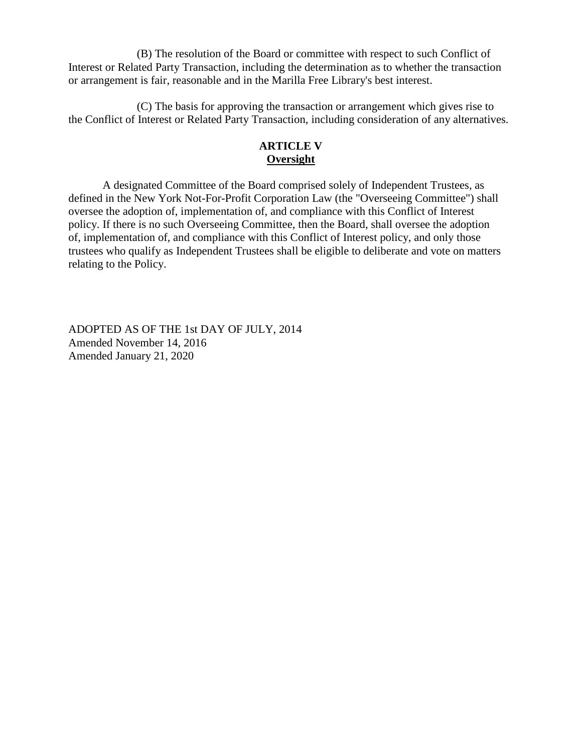(B) The resolution of the Board or committee with respect to such Conflict of Interest or Related Party Transaction, including the determination as to whether the transaction or arrangement is fair, reasonable and in the Marilla Free Library's best interest.

(C) The basis for approving the transaction or arrangement which gives rise to the Conflict of Interest or Related Party Transaction, including consideration of any alternatives.

## ARTICLE V
## Oversight

A designated Committee of the Board comprised solely of Independent Trustees, as defined in the New York Not-For-Profit Corporation Law (the "Overseeing Committee") shall oversee the adoption of, implementation of, and compliance with this Conflict of Interest policy. If there is no such Overseeing Committee, then the Board, shall oversee the adoption of, implementation of, and compliance with this Conflict of Interest policy, and only those trustees who qualify as Independent Trustees shall be eligible to deliberate and vote on matters relating to the Policy.

ADOPTED AS OF THE 1st DAY OF JULY, 2014
Amended November 14, 2016
Amended January 21, 2020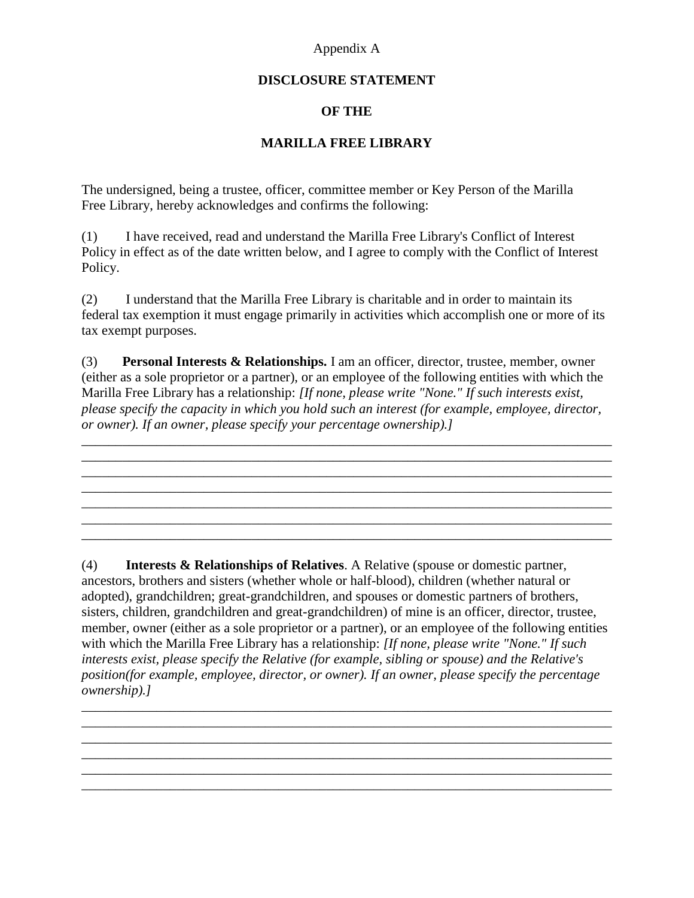Appendix A

**DISCLOSURE STATEMENT**

**OF THE**

**MARILLA FREE LIBRARY**

The undersigned, being a trustee, officer, committee member or Key Person of the Marilla Free Library, hereby acknowledges and confirms the following:

(1) I have received, read and understand the Marilla Free Library's Conflict of Interest Policy in effect as of the date written below, and I agree to comply with the Conflict of Interest Policy.

(2) I understand that the Marilla Free Library is charitable and in order to maintain its federal tax exemption it must engage primarily in activities which accomplish one or more of its tax exempt purposes.

(3) **Personal Interests & Relationships.** I am an officer, director, trustee, member, owner (either as a sole proprietor or a partner), or an employee of the following entities with which the Marilla Free Library has a relationship: *[If none, please write "None." If such interests exist, please specify the capacity in which you hold such an interest (for example, employee, director, or owner). If an owner, please specify your percentage ownership).]*

\_\_\_\_\_\_\_\_\_\_\_\_\_\_\_\_\_\_\_\_\_\_\_\_\_\_\_\_\_\_\_\_\_\_\_\_\_\_\_\_\_\_\_\_\_\_\_\_\_\_\_\_\_\_\_\_\_\_\_\_\_\_\_\_\_\_\_\_\_\_\_\_\_\_\_\_\_\_
\_\_\_\_\_\_\_\_\_\_\_\_\_\_\_\_\_\_\_\_\_\_\_\_\_\_\_\_\_\_\_\_\_\_\_\_\_\_\_\_\_\_\_\_\_\_\_\_\_\_\_\_\_\_\_\_\_\_\_\_\_\_\_\_\_\_\_\_\_\_\_\_\_\_\_\_\_\_
\_\_\_\_\_\_\_\_\_\_\_\_\_\_\_\_\_\_\_\_\_\_\_\_\_\_\_\_\_\_\_\_\_\_\_\_\_\_\_\_\_\_\_\_\_\_\_\_\_\_\_\_\_\_\_\_\_\_\_\_\_\_\_\_\_\_\_\_\_\_\_\_\_\_\_\_\_\_
\_\_\_\_\_\_\_\_\_\_\_\_\_\_\_\_\_\_\_\_\_\_\_\_\_\_\_\_\_\_\_\_\_\_\_\_\_\_\_\_\_\_\_\_\_\_\_\_\_\_\_\_\_\_\_\_\_\_\_\_\_\_\_\_\_\_\_\_\_\_\_\_\_\_\_\_\_\_
\_\_\_\_\_\_\_\_\_\_\_\_\_\_\_\_\_\_\_\_\_\_\_\_\_\_\_\_\_\_\_\_\_\_\_\_\_\_\_\_\_\_\_\_\_\_\_\_\_\_\_\_\_\_\_\_\_\_\_\_\_\_\_\_\_\_\_\_\_\_\_\_\_\_\_\_\_\_
\_\_\_\_\_\_\_\_\_\_\_\_\_\_\_\_\_\_\_\_\_\_\_\_\_\_\_\_\_\_\_\_\_\_\_\_\_\_\_\_\_\_\_\_\_\_\_\_\_\_\_\_\_\_\_\_\_\_\_\_\_\_\_\_\_\_\_\_\_\_\_\_\_\_\_\_\_\_
\_\_\_\_\_\_\_\_\_\_\_\_\_\_\_\_\_\_\_\_\_\_\_\_\_\_\_\_\_\_\_\_\_\_\_\_\_\_\_\_\_\_\_\_\_\_\_\_\_\_\_\_\_\_\_\_\_\_\_\_\_\_\_\_\_\_\_\_\_\_\_\_\_\_\_\_\_\_

(4) **Interests & Relationships of Relatives**. A Relative (spouse or domestic partner, ancestors, brothers and sisters (whether whole or half-blood), children (whether natural or adopted), grandchildren; great-grandchildren, and spouses or domestic partners of brothers, sisters, children, grandchildren and great-grandchildren) of mine is an officer, director, trustee, member, owner (either as a sole proprietor or a partner), or an employee of the following entities with which the Marilla Free Library has a relationship: *[If none, please write "None." If such interests exist, please specify the Relative (for example, sibling or spouse) and the Relative's position(for example, employee, director, or owner). If an owner, please specify the percentage ownership).]*

\_\_\_\_\_\_\_\_\_\_\_\_\_\_\_\_\_\_\_\_\_\_\_\_\_\_\_\_\_\_\_\_\_\_\_\_\_\_\_\_\_\_\_\_\_\_\_\_\_\_\_\_\_\_\_\_\_\_\_\_\_\_\_\_\_\_\_\_\_\_\_\_\_\_\_\_\_\_
\_\_\_\_\_\_\_\_\_\_\_\_\_\_\_\_\_\_\_\_\_\_\_\_\_\_\_\_\_\_\_\_\_\_\_\_\_\_\_\_\_\_\_\_\_\_\_\_\_\_\_\_\_\_\_\_\_\_\_\_\_\_\_\_\_\_\_\_\_\_\_\_\_\_\_\_\_\_
\_\_\_\_\_\_\_\_\_\_\_\_\_\_\_\_\_\_\_\_\_\_\_\_\_\_\_\_\_\_\_\_\_\_\_\_\_\_\_\_\_\_\_\_\_\_\_\_\_\_\_\_\_\_\_\_\_\_\_\_\_\_\_\_\_\_\_\_\_\_\_\_\_\_\_\_\_\_
\_\_\_\_\_\_\_\_\_\_\_\_\_\_\_\_\_\_\_\_\_\_\_\_\_\_\_\_\_\_\_\_\_\_\_\_\_\_\_\_\_\_\_\_\_\_\_\_\_\_\_\_\_\_\_\_\_\_\_\_\_\_\_\_\_\_\_\_\_\_\_\_\_\_\_\_\_\_
\_\_\_\_\_\_\_\_\_\_\_\_\_\_\_\_\_\_\_\_\_\_\_\_\_\_\_\_\_\_\_\_\_\_\_\_\_\_\_\_\_\_\_\_\_\_\_\_\_\_\_\_\_\_\_\_\_\_\_\_\_\_\_\_\_\_\_\_\_\_\_\_\_\_\_\_\_\_
\_\_\_\_\_\_\_\_\_\_\_\_\_\_\_\_\_\_\_\_\_\_\_\_\_\_\_\_\_\_\_\_\_\_\_\_\_\_\_\_\_\_\_\_\_\_\_\_\_\_\_\_\_\_\_\_\_\_\_\_\_\_\_\_\_\_\_\_\_\_\_\_\_\_\_\_\_\_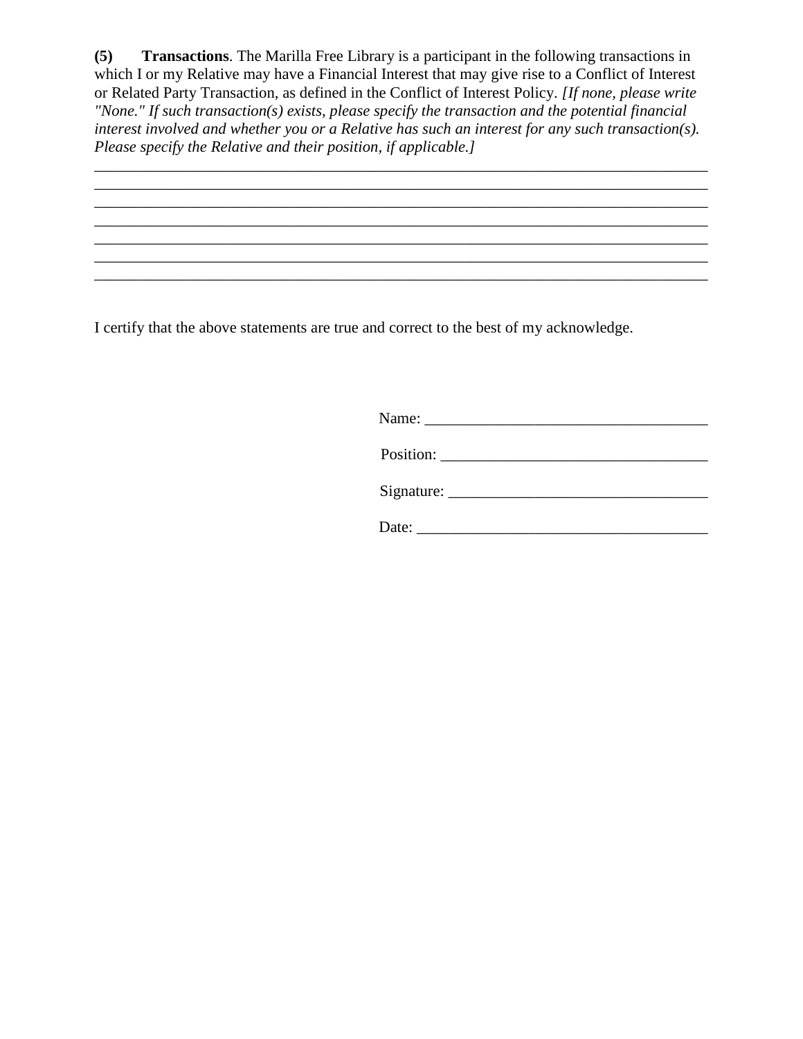**(5) Transactions**. The Marilla Free Library is a participant in the following transactions in which I or my Relative may have a Financial Interest that may give rise to a Conflict of Interest or Related Party Transaction, as defined in the Conflict of Interest Policy. *[If none, please write "None." If such transaction(s) exists, please specify the transaction and the potential financial interest involved and whether you or a Relative has such an interest for any such transaction(s). Please specify the Relative and their position, if applicable.]*

_______________________________________________________________________________
_______________________________________________________________________________
_______________________________________________________________________________
_______________________________________________________________________________
_______________________________________________________________________________
_______________________________________________________________________________
_______________________________________________________________________________

I certify that the above statements are true and correct to the best of my acknowledge.

Name: ____________________________________

Position: __________________________________

Signature: _________________________________

Date: _____________________________________